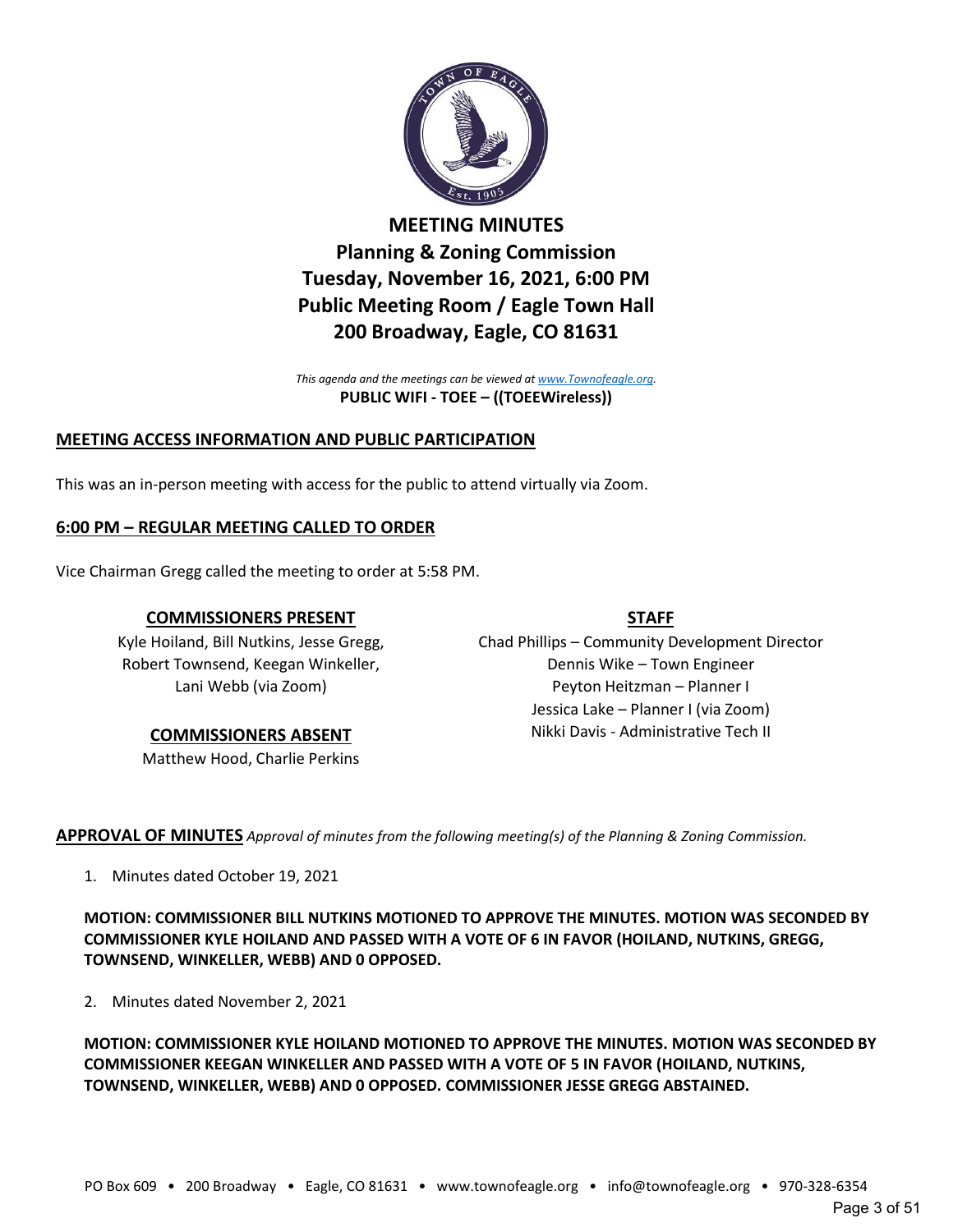# MEETING MINUTES
## Planning & Zoning Commission
## Tuesday, November 16, 2021, 6:00 PM
## Public Meeting Room / Eagle Town Hall
## 200 Broadway, Eagle, CO 81631

*This agenda and the meetings can be viewed at www.Townofeagle.org.*
**PUBLIC WIFI - TOEE – ((TOEEWireless))**

## MEETING ACCESS INFORMATION AND PUBLIC PARTICIPATION

This was an in-person meeting with access for the public to attend virtually via Zoom.

## 6:00 PM – REGULAR MEETING CALLED TO ORDER

Vice Chairman Gregg called the meeting to order at 5:58 PM.

### COMMISSIONERS PRESENT

Kyle Hoiland, Bill Nutkins, Jesse Gregg, Robert Townsend, Keegan Winkeller, Lani Webb (via Zoom)

### COMMISSIONERS ABSENT

Matthew Hood, Charlie Perkins

### STAFF

Chad Phillips – Community Development Director
Dennis Wike – Town Engineer
Peyton Heitzman – Planner I
Jessica Lake – Planner I (via Zoom)
Nikki Davis - Administrative Tech II

**APPROVAL OF MINUTES** *Approval of minutes from the following meeting(s) of the Planning & Zoning Commission.*

1. Minutes dated October 19, 2021

**MOTION: COMMISSIONER BILL NUTKINS MOTIONED TO APPROVE THE MINUTES. MOTION WAS SECONDED BY COMMISSIONER KYLE HOILAND AND PASSED WITH A VOTE OF 6 IN FAVOR (HOILAND, NUTKINS, GREGG, TOWNSEND, WINKELLER, WEBB) AND 0 OPPOSED.**

2. Minutes dated November 2, 2021

**MOTION: COMMISSIONER KYLE HOILAND MOTIONED TO APPROVE THE MINUTES. MOTION WAS SECONDED BY COMMISSIONER KEEGAN WINKELLER AND PASSED WITH A VOTE OF 5 IN FAVOR (HOILAND, NUTKINS, TOWNSEND, WINKELLER, WEBB) AND 0 OPPOSED. COMMISSIONER JESSE GREGG ABSTAINED.**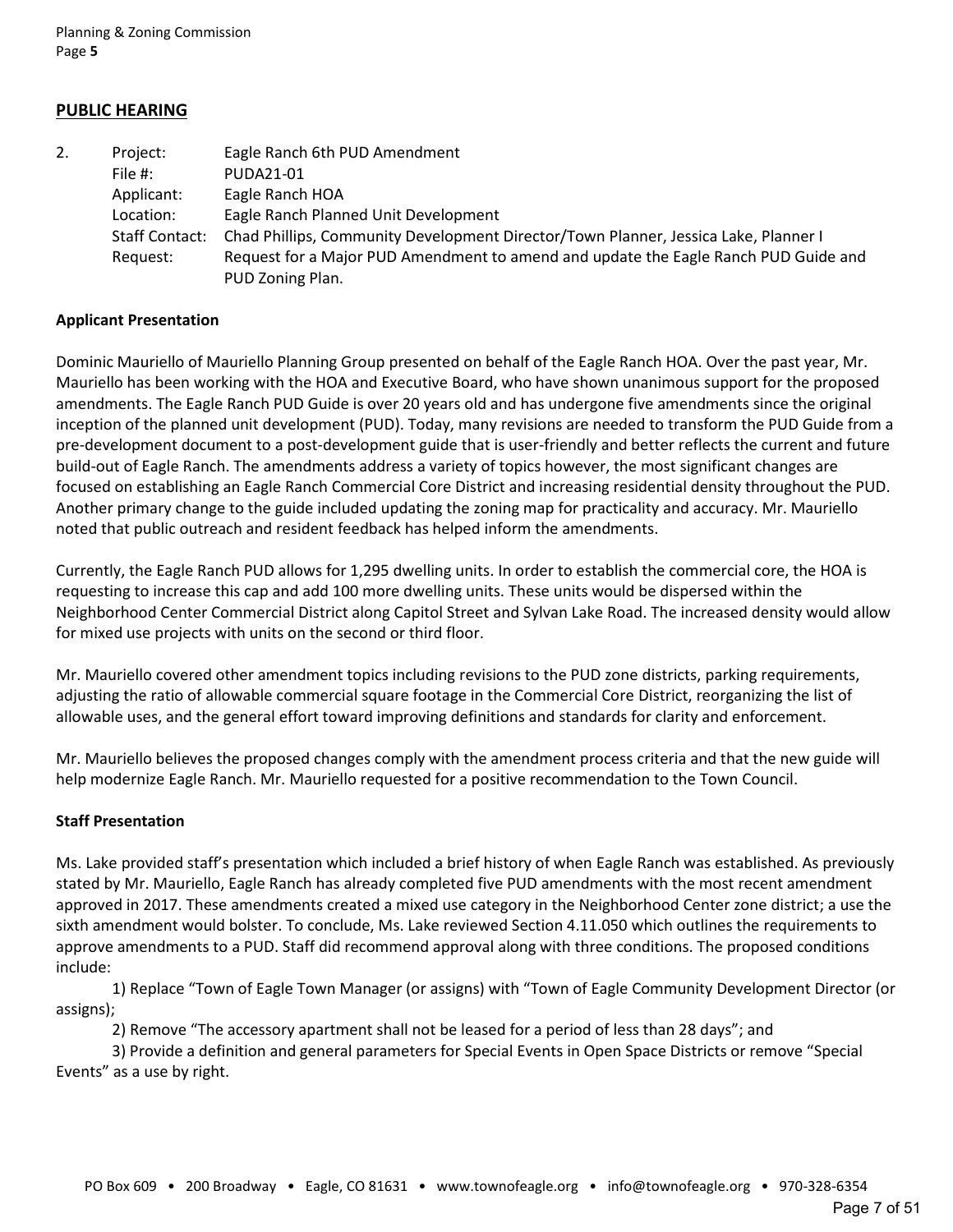## PUBLIC HEARING

2. Project: Eagle Ranch 6th PUD Amendment
   File #: PUDA21-01
   Applicant: Eagle Ranch HOA
   Location: Eagle Ranch Planned Unit Development
   Staff Contact: Chad Phillips, Community Development Director/Town Planner, Jessica Lake, Planner I
   Request: Request for a Major PUD Amendment to amend and update the Eagle Ranch PUD Guide and PUD Zoning Plan.

**Applicant Presentation**

Dominic Mauriello of Mauriello Planning Group presented on behalf of the Eagle Ranch HOA. Over the past year, Mr. Mauriello has been working with the HOA and Executive Board, who have shown unanimous support for the proposed amendments. The Eagle Ranch PUD Guide is over 20 years old and has undergone five amendments since the original inception of the planned unit development (PUD). Today, many revisions are needed to transform the PUD Guide from a pre-development document to a post-development guide that is user-friendly and better reflects the current and future build-out of Eagle Ranch. The amendments address a variety of topics however, the most significant changes are focused on establishing an Eagle Ranch Commercial Core District and increasing residential density throughout the PUD. Another primary change to the guide included updating the zoning map for practicality and accuracy. Mr. Mauriello noted that public outreach and resident feedback has helped inform the amendments.

Currently, the Eagle Ranch PUD allows for 1,295 dwelling units. In order to establish the commercial core, the HOA is requesting to increase this cap and add 100 more dwelling units. These units would be dispersed within the Neighborhood Center Commercial District along Capitol Street and Sylvan Lake Road. The increased density would allow for mixed use projects with units on the second or third floor.

Mr. Mauriello covered other amendment topics including revisions to the PUD zone districts, parking requirements, adjusting the ratio of allowable commercial square footage in the Commercial Core District, reorganizing the list of allowable uses, and the general effort toward improving definitions and standards for clarity and enforcement.

Mr. Mauriello believes the proposed changes comply with the amendment process criteria and that the new guide will help modernize Eagle Ranch. Mr. Mauriello requested for a positive recommendation to the Town Council.

**Staff Presentation**

Ms. Lake provided staff's presentation which included a brief history of when Eagle Ranch was established. As previously stated by Mr. Mauriello, Eagle Ranch has already completed five PUD amendments with the most recent amendment approved in 2017. These amendments created a mixed use category in the Neighborhood Center zone district; a use the sixth amendment would bolster. To conclude, Ms. Lake reviewed Section 4.11.050 which outlines the requirements to approve amendments to a PUD. Staff did recommend approval along with three conditions. The proposed conditions include:

1) Replace "Town of Eagle Town Manager (or assigns) with "Town of Eagle Community Development Director (or assigns);

2) Remove "The accessory apartment shall not be leased for a period of less than 28 days"; and

3) Provide a definition and general parameters for Special Events in Open Space Districts or remove "Special Events" as a use by right.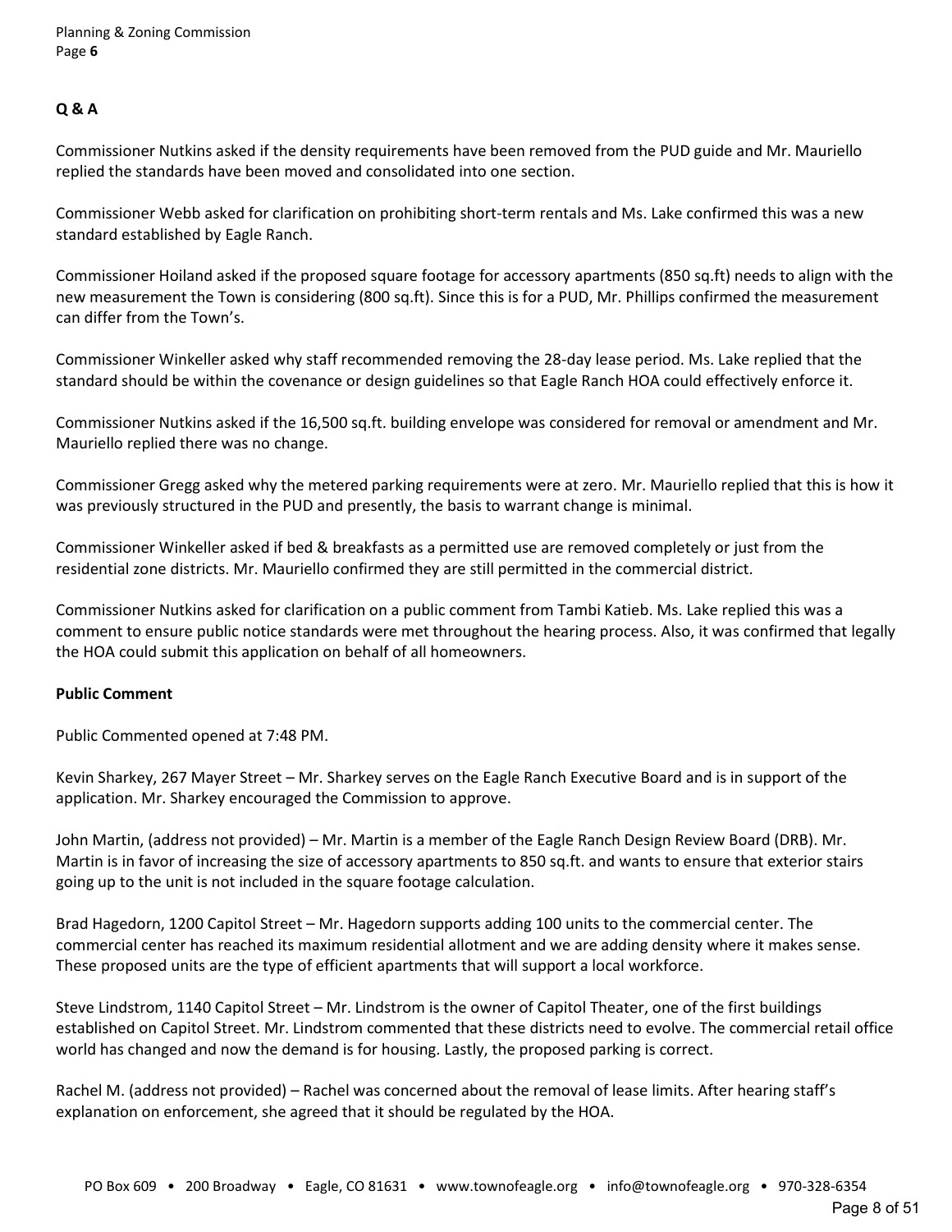**Q & A**

Commissioner Nutkins asked if the density requirements have been removed from the PUD guide and Mr. Mauriello replied the standards have been moved and consolidated into one section.

Commissioner Webb asked for clarification on prohibiting short-term rentals and Ms. Lake confirmed this was a new standard established by Eagle Ranch.

Commissioner Hoiland asked if the proposed square footage for accessory apartments (850 sq.ft) needs to align with the new measurement the Town is considering (800 sq.ft). Since this is for a PUD, Mr. Phillips confirmed the measurement can differ from the Town's.

Commissioner Winkeller asked why staff recommended removing the 28-day lease period. Ms. Lake replied that the standard should be within the covenance or design guidelines so that Eagle Ranch HOA could effectively enforce it.

Commissioner Nutkins asked if the 16,500 sq.ft. building envelope was considered for removal or amendment and Mr. Mauriello replied there was no change.

Commissioner Gregg asked why the metered parking requirements were at zero. Mr. Mauriello replied that this is how it was previously structured in the PUD and presently, the basis to warrant change is minimal.

Commissioner Winkeller asked if bed & breakfasts as a permitted use are removed completely or just from the residential zone districts. Mr. Mauriello confirmed they are still permitted in the commercial district.

Commissioner Nutkins asked for clarification on a public comment from Tambi Katieb. Ms. Lake replied this was a comment to ensure public notice standards were met throughout the hearing process. Also, it was confirmed that legally the HOA could submit this application on behalf of all homeowners.

**Public Comment**

Public Commented opened at 7:48 PM.

Kevin Sharkey, 267 Mayer Street – Mr. Sharkey serves on the Eagle Ranch Executive Board and is in support of the application. Mr. Sharkey encouraged the Commission to approve.

John Martin, (address not provided) – Mr. Martin is a member of the Eagle Ranch Design Review Board (DRB). Mr. Martin is in favor of increasing the size of accessory apartments to 850 sq.ft. and wants to ensure that exterior stairs going up to the unit is not included in the square footage calculation.

Brad Hagedorn, 1200 Capitol Street – Mr. Hagedorn supports adding 100 units to the commercial center. The commercial center has reached its maximum residential allotment and we are adding density where it makes sense. These proposed units are the type of efficient apartments that will support a local workforce.

Steve Lindstrom, 1140 Capitol Street – Mr. Lindstrom is the owner of Capitol Theater, one of the first buildings established on Capitol Street. Mr. Lindstrom commented that these districts need to evolve. The commercial retail office world has changed and now the demand is for housing. Lastly, the proposed parking is correct.

Rachel M. (address not provided) – Rachel was concerned about the removal of lease limits. After hearing staff's explanation on enforcement, she agreed that it should be regulated by the HOA.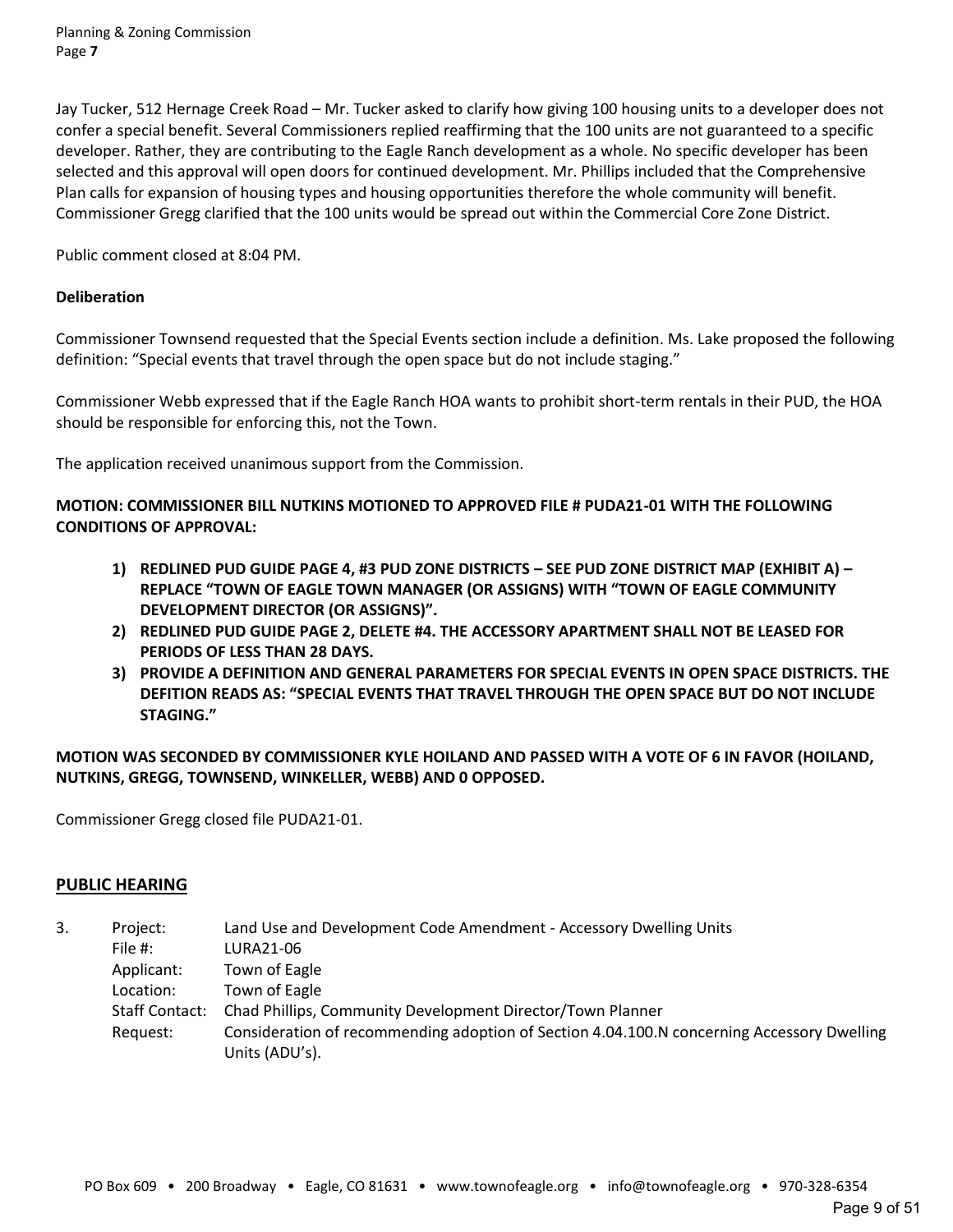Jay Tucker, 512 Hernage Creek Road – Mr. Tucker asked to clarify how giving 100 housing units to a developer does not confer a special benefit. Several Commissioners replied reaffirming that the 100 units are not guaranteed to a specific developer. Rather, they are contributing to the Eagle Ranch development as a whole. No specific developer has been selected and this approval will open doors for continued development. Mr. Phillips included that the Comprehensive Plan calls for expansion of housing types and housing opportunities therefore the whole community will benefit. Commissioner Gregg clarified that the 100 units would be spread out within the Commercial Core Zone District.

Public comment closed at 8:04 PM.

**Deliberation**

Commissioner Townsend requested that the Special Events section include a definition. Ms. Lake proposed the following definition: "Special events that travel through the open space but do not include staging."

Commissioner Webb expressed that if the Eagle Ranch HOA wants to prohibit short-term rentals in their PUD, the HOA should be responsible for enforcing this, not the Town.

The application received unanimous support from the Commission.

**MOTION: COMMISSIONER BILL NUTKINS MOTIONED TO APPROVED FILE # PUDA21-01 WITH THE FOLLOWING CONDITIONS OF APPROVAL:**

1) **REDLINED PUD GUIDE PAGE 4, #3 PUD ZONE DISTRICTS – SEE PUD ZONE DISTRICT MAP (EXHIBIT A) – REPLACE "TOWN OF EAGLE TOWN MANAGER (OR ASSIGNS) WITH "TOWN OF EAGLE COMMUNITY DEVELOPMENT DIRECTOR (OR ASSIGNS)".**
2) **REDLINED PUD GUIDE PAGE 2, DELETE #4. THE ACCESSORY APARTMENT SHALL NOT BE LEASED FOR PERIODS OF LESS THAN 28 DAYS.**
3) **PROVIDE A DEFINITION AND GENERAL PARAMETERS FOR SPECIAL EVENTS IN OPEN SPACE DISTRICTS. THE DEFITION READS AS: "SPECIAL EVENTS THAT TRAVEL THROUGH THE OPEN SPACE BUT DO NOT INCLUDE STAGING."**

**MOTION WAS SECONDED BY COMMISSIONER KYLE HOILAND AND PASSED WITH A VOTE OF 6 IN FAVOR (HOILAND, NUTKINS, GREGG, TOWNSEND, WINKELLER, WEBB) AND 0 OPPOSED.**

Commissioner Gregg closed file PUDA21-01.

## PUBLIC HEARING

3. Project: Land Use and Development Code Amendment - Accessory Dwelling Units
   File #: LURA21-06
   Applicant: Town of Eagle
   Location: Town of Eagle
   Staff Contact: Chad Phillips, Community Development Director/Town Planner
   Request: Consideration of recommending adoption of Section 4.04.100.N concerning Accessory Dwelling Units (ADU's).